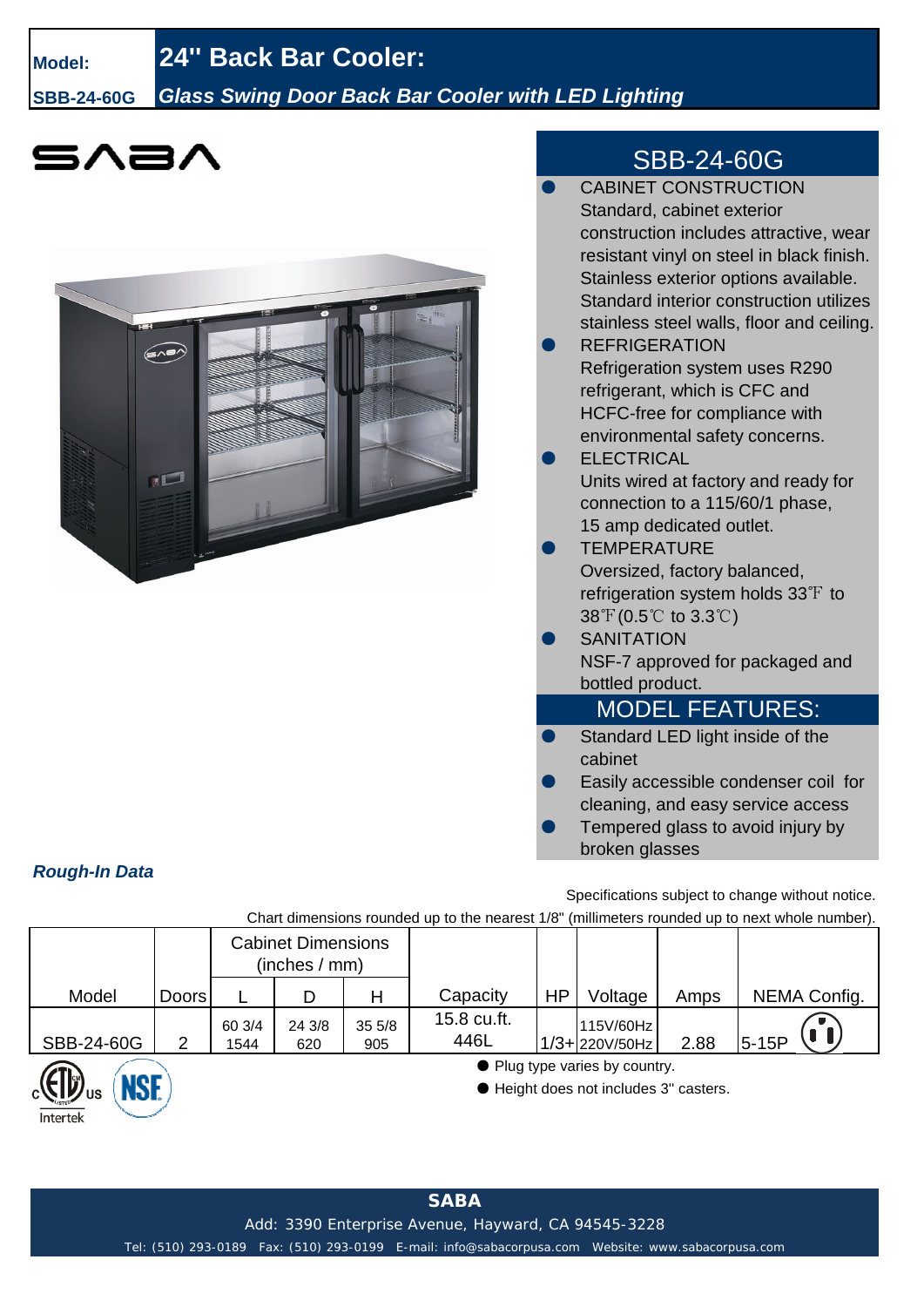**Model:** **SBB-24-60G**

# 24" Back Bar Cooler:

## *Glass Swing Door Back Bar Cooler with LED Lighting*

SABA

## SBB-24-60G

- CABINET CONSTRUCTION
  Standard, cabinet exterior construction includes attractive, wear resistant vinyl on steel in black finish. Stainless exterior options available. Standard interior construction utilizes stainless steel walls, floor and ceiling.
- REFRIGERATION
  Refrigeration system uses R290 refrigerant, which is CFC and HCFC-free for compliance with environmental safety concerns.
- ELECTRICAL
  Units wired at factory and ready for connection to a 115/60/1 phase, 15 amp dedicated outlet.
- TEMPERATURE
  Oversized, factory balanced, refrigeration system holds 33℉ to 38℉(0.5℃ to 3.3℃)
- SANITATION
  NSF-7 approved for packaged and bottled product.

## MODEL FEATURES:

- Standard LED light inside of the cabinet
- Easily accessible condenser coil for cleaning, and easy service access
- Tempered glass to avoid injury by broken glasses

***Rough-In Data***

Specifications subject to change without notice.

Chart dimensions rounded up to the nearest 1/8" (millimeters rounded up to next whole number).

| | | Cabinet Dimensions (inches / mm) | | | | | | | |
|---|---|---|---|---|---|---|---|---|---|
| Model | Doors | L | D | H | Capacity | HP | Voltage | Amps | NEMA Config. |
| SBB-24-60G | 2 | 60 3/4<br>1544 | 24 3/8<br>620 | 35 5/8<br>905 | 15.8 cu.ft.<br>446L | 1/3+ | 115V/60Hz<br>220V/50Hz | 2.88 | 5-15P |

- Plug type varies by country.
- Height does not includes 3" casters.

**SABA**

Add: 3390 Enterprise Avenue, Hayward, CA 94545-3228

Tel: (510) 293-0189 Fax: (510) 293-0199 E-mail: info@sabacorpusa.com Website: www.sabacorpusa.com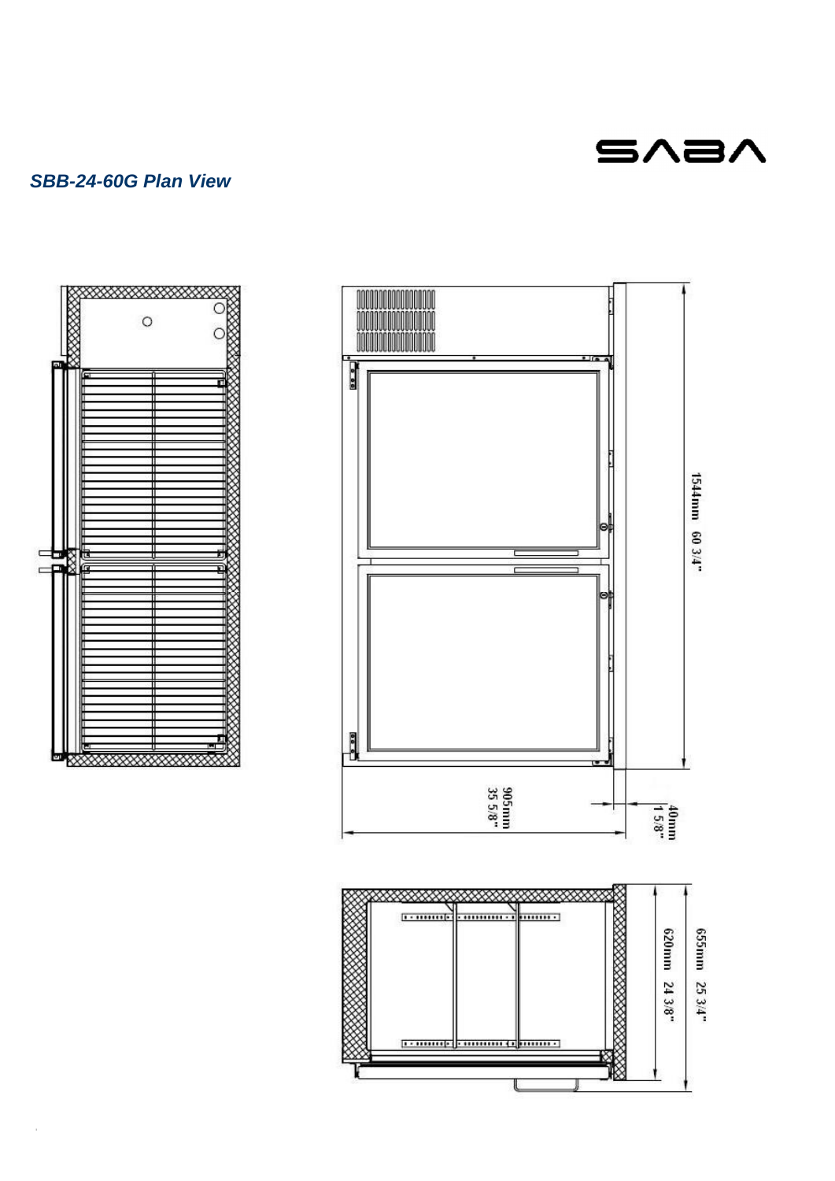SABA

*SBB-24-60G Plan View*

1544mm 60 3/4"

905mm
35 5/8"

40mm
1 5/8"

620mm 24 3/8"

655mm 25 3/4"